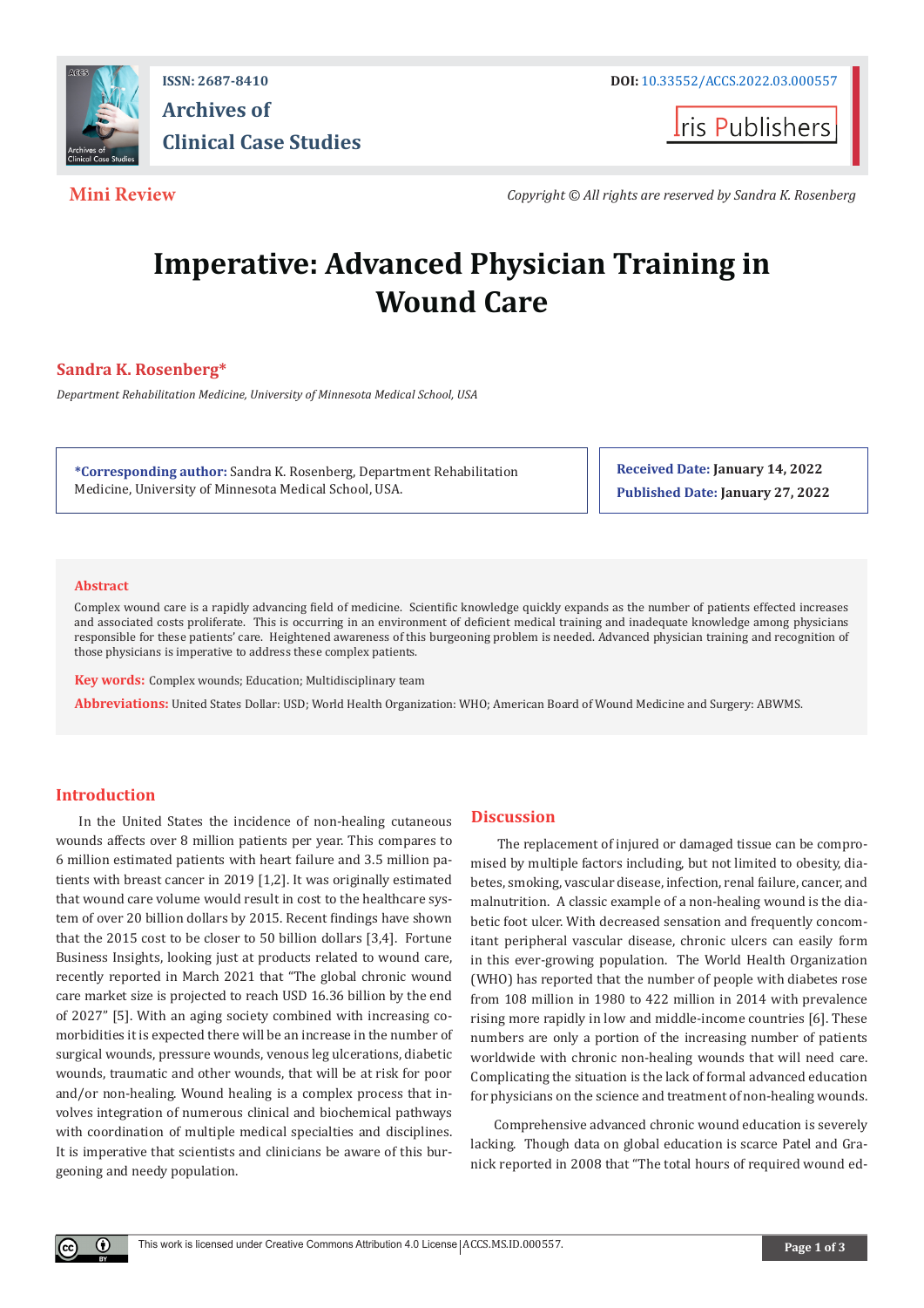ISSN: 2687-8410

DOI: 10.33552/ACCS.2022.03.000557

**Archives of Clinical Case Studies**

Iris Publishers

**Mini Review**

*Copyright © All rights are reserved by Sandra K. Rosenberg*

# Imperative: Advanced Physician Training in Wound Care

**Sandra K. Rosenberg***

*Department Rehabilitation Medicine, University of Minnesota Medical School, USA*

**\*Corresponding author:** Sandra K. Rosenberg, Department Rehabilitation Medicine, University of Minnesota Medical School, USA.

**Received Date:** January 14, 2022

**Published Date:** January 27, 2022

## Abstract

Complex wound care is a rapidly advancing field of medicine. Scientific knowledge quickly expands as the number of patients effected increases and associated costs proliferate. This is occurring in an environment of deficient medical training and inadequate knowledge among physicians responsible for these patients' care. Heightened awareness of this burgeoning problem is needed. Advanced physician training and recognition of those physicians is imperative to address these complex patients.

**Key words:** Complex wounds; Education; Multidisciplinary team

**Abbreviations:** United States Dollar: USD; World Health Organization: WHO; American Board of Wound Medicine and Surgery: ABWMS.

## Introduction

In the United States the incidence of non-healing cutaneous wounds affects over 8 million patients per year. This compares to 6 million estimated patients with heart failure and 3.5 million patients with breast cancer in 2019 [1,2]. It was originally estimated that wound care volume would result in cost to the healthcare system of over 20 billion dollars by 2015. Recent findings have shown that the 2015 cost to be closer to 50 billion dollars [3,4]. Fortune Business Insights, looking just at products related to wound care, recently reported in March 2021 that "The global chronic wound care market size is projected to reach USD 16.36 billion by the end of 2027" [5]. With an aging society combined with increasing comorbidities it is expected there will be an increase in the number of surgical wounds, pressure wounds, venous leg ulcerations, diabetic wounds, traumatic and other wounds, that will be at risk for poor and/or non-healing. Wound healing is a complex process that involves integration of numerous clinical and biochemical pathways with coordination of multiple medical specialties and disciplines. It is imperative that scientists and clinicians be aware of this burgeoning and needy population.

## Discussion

The replacement of injured or damaged tissue can be compromised by multiple factors including, but not limited to obesity, diabetes, smoking, vascular disease, infection, renal failure, cancer, and malnutrition. A classic example of a non-healing wound is the diabetic foot ulcer. With decreased sensation and frequently concomitant peripheral vascular disease, chronic ulcers can easily form in this ever-growing population. The World Health Organization (WHO) has reported that the number of people with diabetes rose from 108 million in 1980 to 422 million in 2014 with prevalence rising more rapidly in low and middle-income countries [6]. These numbers are only a portion of the increasing number of patients worldwide with chronic non-healing wounds that will need care. Complicating the situation is the lack of formal advanced education for physicians on the science and treatment of non-healing wounds.

Comprehensive advanced chronic wound education is severely lacking. Though data on global education is scarce Patel and Granick reported in 2008 that "The total hours of required wound ed-

This work is licensed under Creative Commons Attribution 4.0 License | ACCS.MS.ID.000557.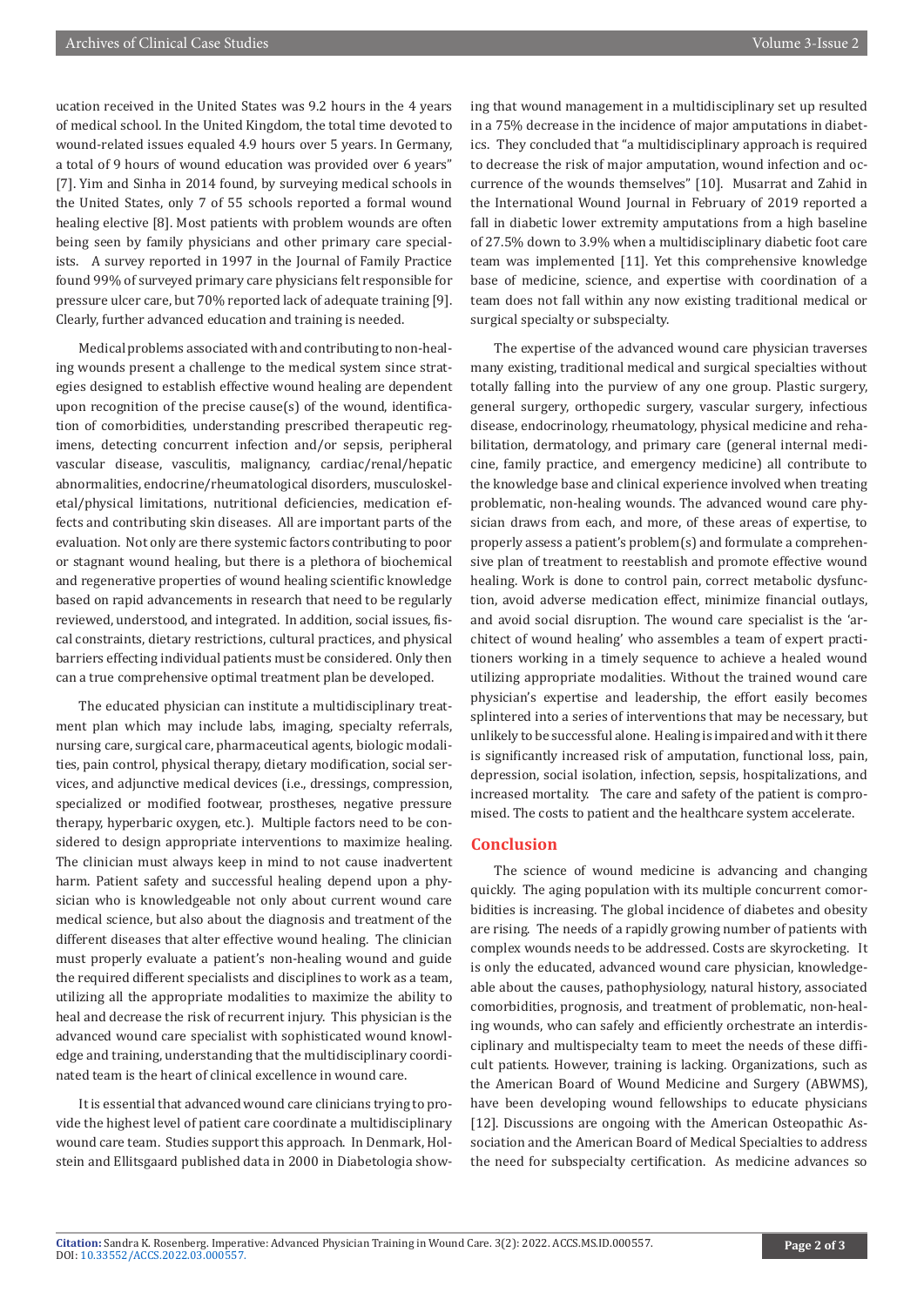ucation received in the United States was 9.2 hours in the 4 years of medical school. In the United Kingdom, the total time devoted to wound-related issues equaled 4.9 hours over 5 years. In Germany, a total of 9 hours of wound education was provided over 6 years" [7]. Yim and Sinha in 2014 found, by surveying medical schools in the United States, only 7 of 55 schools reported a formal wound healing elective [8]. Most patients with problem wounds are often being seen by family physicians and other primary care specialists. A survey reported in 1997 in the Journal of Family Practice found 99% of surveyed primary care physicians felt responsible for pressure ulcer care, but 70% reported lack of adequate training [9]. Clearly, further advanced education and training is needed.

Medical problems associated with and contributing to non-healing wounds present a challenge to the medical system since strategies designed to establish effective wound healing are dependent upon recognition of the precise cause(s) of the wound, identification of comorbidities, understanding prescribed therapeutic regimens, detecting concurrent infection and/or sepsis, peripheral vascular disease, vasculitis, malignancy, cardiac/renal/hepatic abnormalities, endocrine/rheumatological disorders, musculoskeletal/physical limitations, nutritional deficiencies, medication effects and contributing skin diseases. All are important parts of the evaluation. Not only are there systemic factors contributing to poor or stagnant wound healing, but there is a plethora of biochemical and regenerative properties of wound healing scientific knowledge based on rapid advancements in research that need to be regularly reviewed, understood, and integrated. In addition, social issues, fiscal constraints, dietary restrictions, cultural practices, and physical barriers effecting individual patients must be considered. Only then can a true comprehensive optimal treatment plan be developed.

The educated physician can institute a multidisciplinary treatment plan which may include labs, imaging, specialty referrals, nursing care, surgical care, pharmaceutical agents, biologic modalities, pain control, physical therapy, dietary modification, social services, and adjunctive medical devices (i.e., dressings, compression, specialized or modified footwear, prostheses, negative pressure therapy, hyperbaric oxygen, etc.). Multiple factors need to be considered to design appropriate interventions to maximize healing. The clinician must always keep in mind to not cause inadvertent harm. Patient safety and successful healing depend upon a physician who is knowledgeable not only about current wound care medical science, but also about the diagnosis and treatment of the different diseases that alter effective wound healing. The clinician must properly evaluate a patient's non-healing wound and guide the required different specialists and disciplines to work as a team, utilizing all the appropriate modalities to maximize the ability to heal and decrease the risk of recurrent injury. This physician is the advanced wound care specialist with sophisticated wound knowledge and training, understanding that the multidisciplinary coordinated team is the heart of clinical excellence in wound care.

It is essential that advanced wound care clinicians trying to provide the highest level of patient care coordinate a multidisciplinary wound care team. Studies support this approach. In Denmark, Holstein and Ellitsgaard published data in 2000 in Diabetologia showing that wound management in a multidisciplinary set up resulted in a 75% decrease in the incidence of major amputations in diabetics. They concluded that "a multidisciplinary approach is required to decrease the risk of major amputation, wound infection and occurrence of the wounds themselves" [10]. Musarrat and Zahid in the International Wound Journal in February of 2019 reported a fall in diabetic lower extremity amputations from a high baseline of 27.5% down to 3.9% when a multidisciplinary diabetic foot care team was implemented [11]. Yet this comprehensive knowledge base of medicine, science, and expertise with coordination of a team does not fall within any now existing traditional medical or surgical specialty or subspecialty.

The expertise of the advanced wound care physician traverses many existing, traditional medical and surgical specialties without totally falling into the purview of any one group. Plastic surgery, general surgery, orthopedic surgery, vascular surgery, infectious disease, endocrinology, rheumatology, physical medicine and rehabilitation, dermatology, and primary care (general internal medicine, family practice, and emergency medicine) all contribute to the knowledge base and clinical experience involved when treating problematic, non-healing wounds. The advanced wound care physician draws from each, and more, of these areas of expertise, to properly assess a patient's problem(s) and formulate a comprehensive plan of treatment to reestablish and promote effective wound healing. Work is done to control pain, correct metabolic dysfunction, avoid adverse medication effect, minimize financial outlays, and avoid social disruption. The wound care specialist is the 'architect of wound healing' who assembles a team of expert practitioners working in a timely sequence to achieve a healed wound utilizing appropriate modalities. Without the trained wound care physician's expertise and leadership, the effort easily becomes splintered into a series of interventions that may be necessary, but unlikely to be successful alone. Healing is impaired and with it there is significantly increased risk of amputation, functional loss, pain, depression, social isolation, infection, sepsis, hospitalizations, and increased mortality. The care and safety of the patient is compromised. The costs to patient and the healthcare system accelerate.

## Conclusion

The science of wound medicine is advancing and changing quickly. The aging population with its multiple concurrent comorbidities is increasing. The global incidence of diabetes and obesity are rising. The needs of a rapidly growing number of patients with complex wounds needs to be addressed. Costs are skyrocketing. It is only the educated, advanced wound care physician, knowledgeable about the causes, pathophysiology, natural history, associated comorbidities, prognosis, and treatment of problematic, non-healing wounds, who can safely and efficiently orchestrate an interdisciplinary and multispecialty team to meet the needs of these difficult patients. However, training is lacking. Organizations, such as the American Board of Wound Medicine and Surgery (ABWMS), have been developing wound fellowships to educate physicians [12]. Discussions are ongoing with the American Osteopathic Association and the American Board of Medical Specialties to address the need for subspecialty certification. As medicine advances so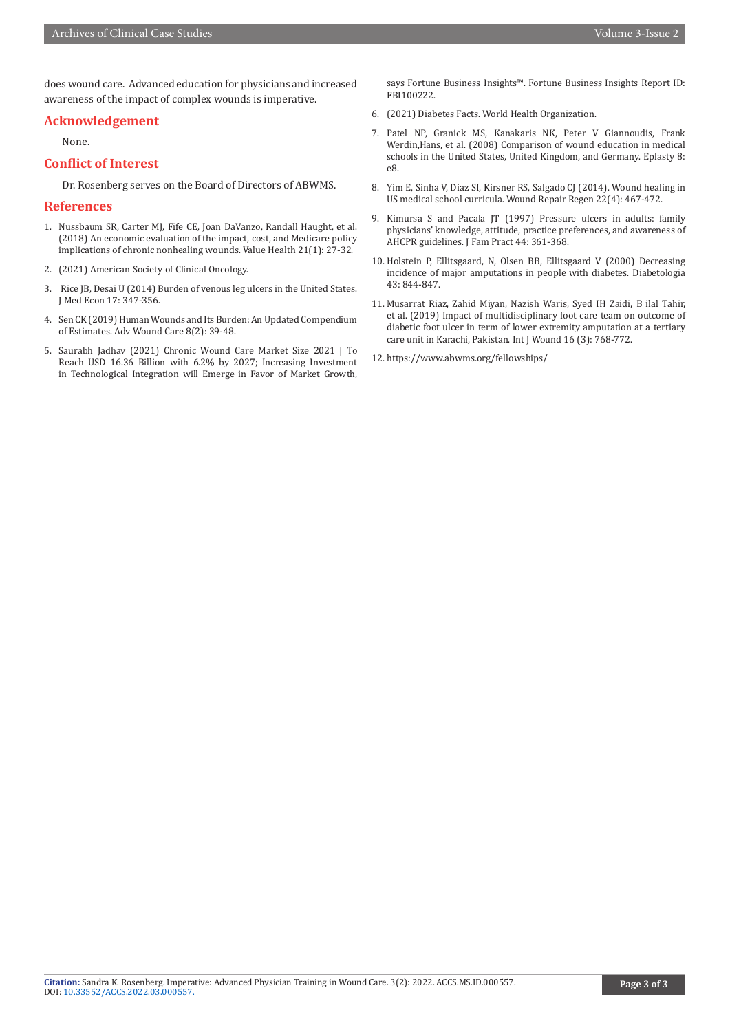does wound care. Advanced education for physicians and increased awareness of the impact of complex wounds is imperative.

## Acknowledgement

None.

## Conflict of Interest

Dr. Rosenberg serves on the Board of Directors of ABWMS.

## References

1. Nussbaum SR, Carter MJ, Fife CE, Joan DaVanzo, Randall Haught, et al. (2018) An economic evaluation of the impact, cost, and Medicare policy implications of chronic nonhealing wounds. Value Health 21(1): 27-32.
2. (2021) American Society of Clinical Oncology.
3. Rice JB, Desai U (2014) Burden of venous leg ulcers in the United States. J Med Econ 17: 347-356.
4. Sen CK (2019) Human Wounds and Its Burden: An Updated Compendium of Estimates. Adv Wound Care 8(2): 39-48.
5. Saurabh Jadhav (2021) Chronic Wound Care Market Size 2021 | To Reach USD 16.36 Billion with 6.2% by 2027; Increasing Investment in Technological Integration will Emerge in Favor of Market Growth, says Fortune Business Insights™. Fortune Business Insights Report ID: FBI100222.
6. (2021) Diabetes Facts. World Health Organization.
7. Patel NP, Granick MS, Kanakaris NK, Peter V Giannoudis, Frank Werdin,Hans, et al. (2008) Comparison of wound education in medical schools in the United States, United Kingdom, and Germany. Eplasty 8: e8.
8. Yim E, Sinha V, Diaz SI, Kirsner RS, Salgado CJ (2014). Wound healing in US medical school curricula. Wound Repair Regen 22(4): 467-472.
9. Kimursa S and Pacala JT (1997) Pressure ulcers in adults: family physicians' knowledge, attitude, practice preferences, and awareness of AHCPR guidelines. J Fam Pract 44: 361-368.
10. Holstein P, Ellitsgaard, N, Olsen BB, Ellitsgaard V (2000) Decreasing incidence of major amputations in people with diabetes. Diabetologia 43: 844-847.
11. Musarrat Riaz, Zahid Miyan, Nazish Waris, Syed IH Zaidi, B ilal Tahir, et al. (2019) Impact of multidisciplinary foot care team on outcome of diabetic foot ulcer in term of lower extremity amputation at a tertiary care unit in Karachi, Pakistan. Int J Wound 16 (3): 768-772.
12. https://www.abwms.org/fellowships/

**Citation:** Sandra K. Rosenberg. Imperative: Advanced Physician Training in Wound Care. 3(2): 2022. ACCS.MS.ID.000557. DOI: 10.33552/ACCS.2022.03.000557.